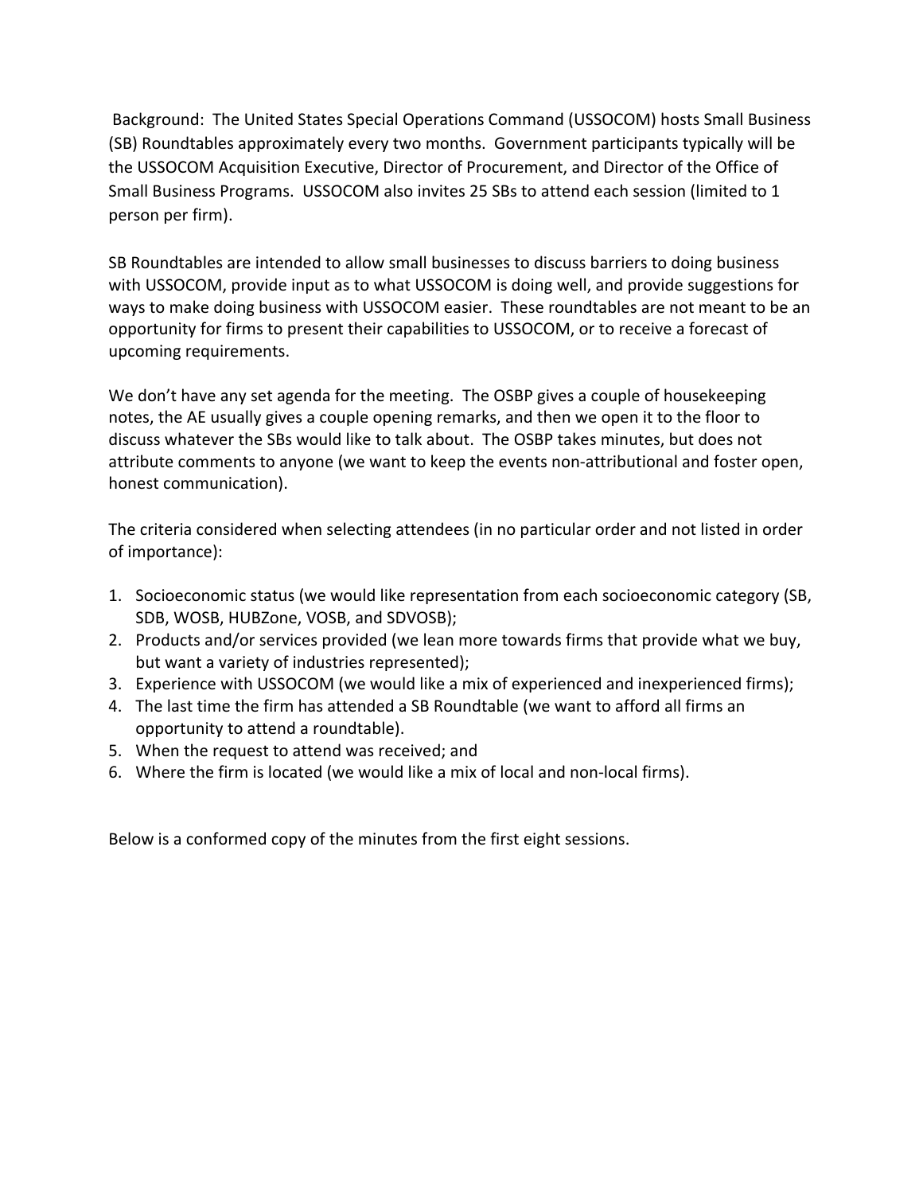Background: The United States Special Operations Command (USSOCOM) hosts Small Business (SB) Roundtables approximately every two months. Government participants typically will be the USSOCOM Acquisition Executive, Director of Procurement, and Director of the Office of Small Business Programs. USSOCOM also invites 25 SBs to attend each session (limited to 1 person per firm).

SB Roundtables are intended to allow small businesses to discuss barriers to doing business with USSOCOM, provide input as to what USSOCOM is doing well, and provide suggestions for ways to make doing business with USSOCOM easier. These roundtables are not meant to be an opportunity for firms to present their capabilities to USSOCOM, or to receive a forecast of upcoming requirements.

We don't have any set agenda for the meeting. The OSBP gives a couple of housekeeping notes, the AE usually gives a couple opening remarks, and then we open it to the floor to discuss whatever the SBs would like to talk about. The OSBP takes minutes, but does not attribute comments to anyone (we want to keep the events non-attributional and foster open, honest communication).

The criteria considered when selecting attendees (in no particular order and not listed in order of importance):

1. Socioeconomic status (we would like representation from each socioeconomic category (SB, SDB, WOSB, HUBZone, VOSB, and SDVOSB);
2. Products and/or services provided (we lean more towards firms that provide what we buy, but want a variety of industries represented);
3. Experience with USSOCOM (we would like a mix of experienced and inexperienced firms);
4. The last time the firm has attended a SB Roundtable (we want to afford all firms an opportunity to attend a roundtable).
5. When the request to attend was received; and
6. Where the firm is located (we would like a mix of local and non-local firms).

Below is a conformed copy of the minutes from the first eight sessions.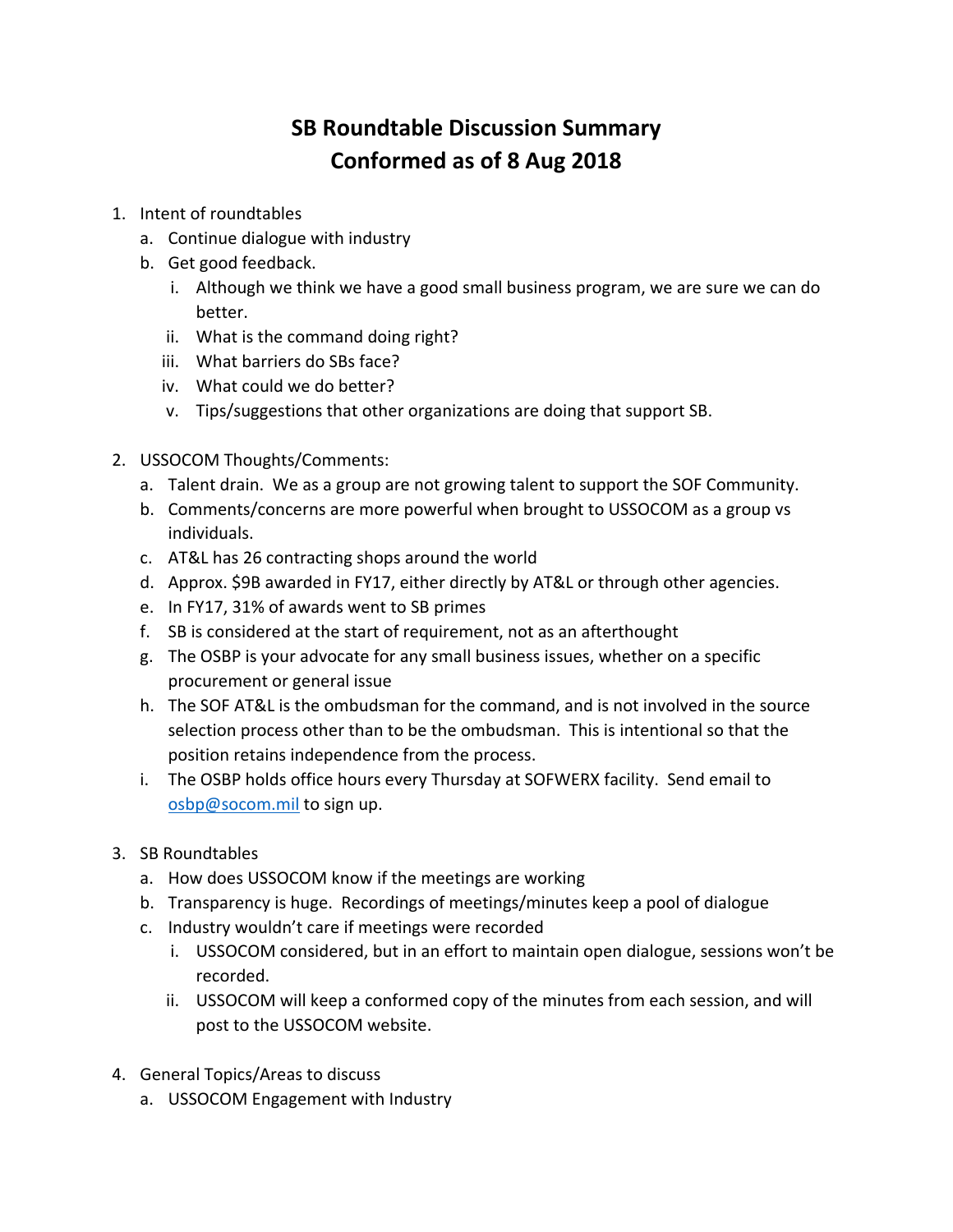# SB Roundtable Discussion Summary
# Conformed as of 8 Aug 2018

1. Intent of roundtables
   a. Continue dialogue with industry
   b. Get good feedback.
      i. Although we think we have a good small business program, we are sure we can do better.
      ii. What is the command doing right?
      iii. What barriers do SBs face?
      iv. What could we do better?
      v. Tips/suggestions that other organizations are doing that support SB.

2. USSOCOM Thoughts/Comments:
   a. Talent drain. We as a group are not growing talent to support the SOF Community.
   b. Comments/concerns are more powerful when brought to USSOCOM as a group vs individuals.
   c. AT&L has 26 contracting shops around the world
   d. Approx. $9B awarded in FY17, either directly by AT&L or through other agencies.
   e. In FY17, 31% of awards went to SB primes
   f. SB is considered at the start of requirement, not as an afterthought
   g. The OSBP is your advocate for any small business issues, whether on a specific procurement or general issue
   h. The SOF AT&L is the ombudsman for the command, and is not involved in the source selection process other than to be the ombudsman. This is intentional so that the position retains independence from the process.
   i. The OSBP holds office hours every Thursday at SOFWERX facility. Send email to [osbp@socom.mil](mailto:osbp@socom.mil) to sign up.

3. SB Roundtables
   a. How does USSOCOM know if the meetings are working
   b. Transparency is huge. Recordings of meetings/minutes keep a pool of dialogue
   c. Industry wouldn't care if meetings were recorded
      i. USSOCOM considered, but in an effort to maintain open dialogue, sessions won't be recorded.
      ii. USSOCOM will keep a conformed copy of the minutes from each session, and will post to the USSOCOM website.

4. General Topics/Areas to discuss
   a. USSOCOM Engagement with Industry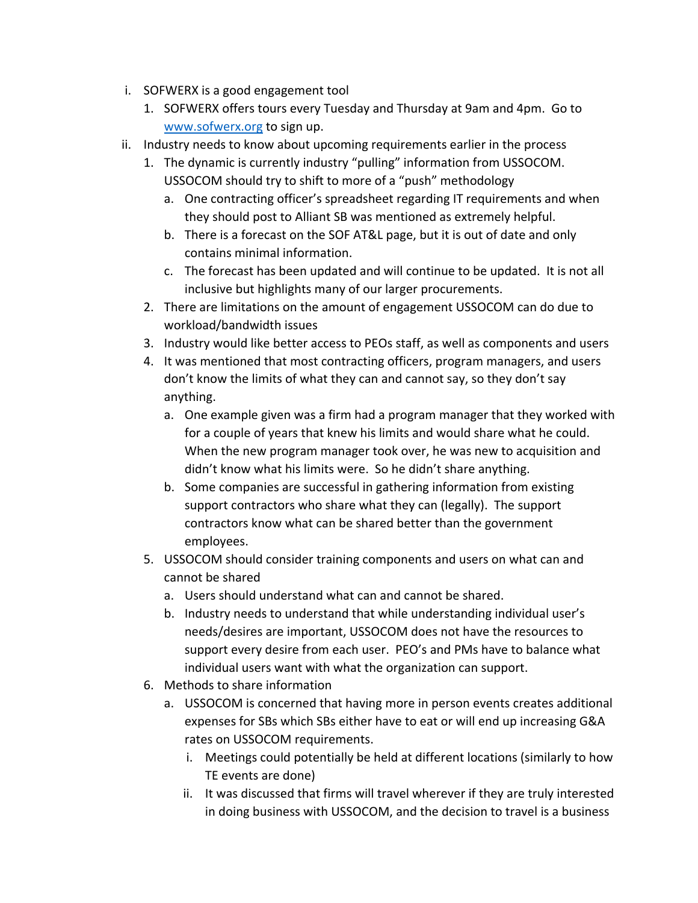i. SOFWERX is a good engagement tool
    1. SOFWERX offers tours every Tuesday and Thursday at 9am and 4pm. Go to [www.sofwerx.org](http://www.sofwerx.org) to sign up.

ii. Industry needs to know about upcoming requirements earlier in the process
    1. The dynamic is currently industry "pulling" information from USSOCOM. USSOCOM should try to shift to more of a "push" methodology
        a. One contracting officer's spreadsheet regarding IT requirements and when they should post to Alliant SB was mentioned as extremely helpful.
        b. There is a forecast on the SOF AT&L page, but it is out of date and only contains minimal information.
        c. The forecast has been updated and will continue to be updated. It is not all inclusive but highlights many of our larger procurements.
    2. There are limitations on the amount of engagement USSOCOM can do due to workload/bandwidth issues
    3. Industry would like better access to PEOs staff, as well as components and users
    4. It was mentioned that most contracting officers, program managers, and users don't know the limits of what they can and cannot say, so they don't say anything.
        a. One example given was a firm had a program manager that they worked with for a couple of years that knew his limits and would share what he could. When the new program manager took over, he was new to acquisition and didn't know what his limits were. So he didn't share anything.
        b. Some companies are successful in gathering information from existing support contractors who share what they can (legally). The support contractors know what can be shared better than the government employees.
    5. USSOCOM should consider training components and users on what can and cannot be shared
        a. Users should understand what can and cannot be shared.
        b. Industry needs to understand that while understanding individual user's needs/desires are important, USSOCOM does not have the resources to support every desire from each user. PEO's and PMs have to balance what individual users want with what the organization can support.
    6. Methods to share information
        a. USSOCOM is concerned that having more in person events creates additional expenses for SBs which SBs either have to eat or will end up increasing G&A rates on USSOCOM requirements.
            i. Meetings could potentially be held at different locations (similarly to how TE events are done)
            ii. It was discussed that firms will travel wherever if they are truly interested in doing business with USSOCOM, and the decision to travel is a business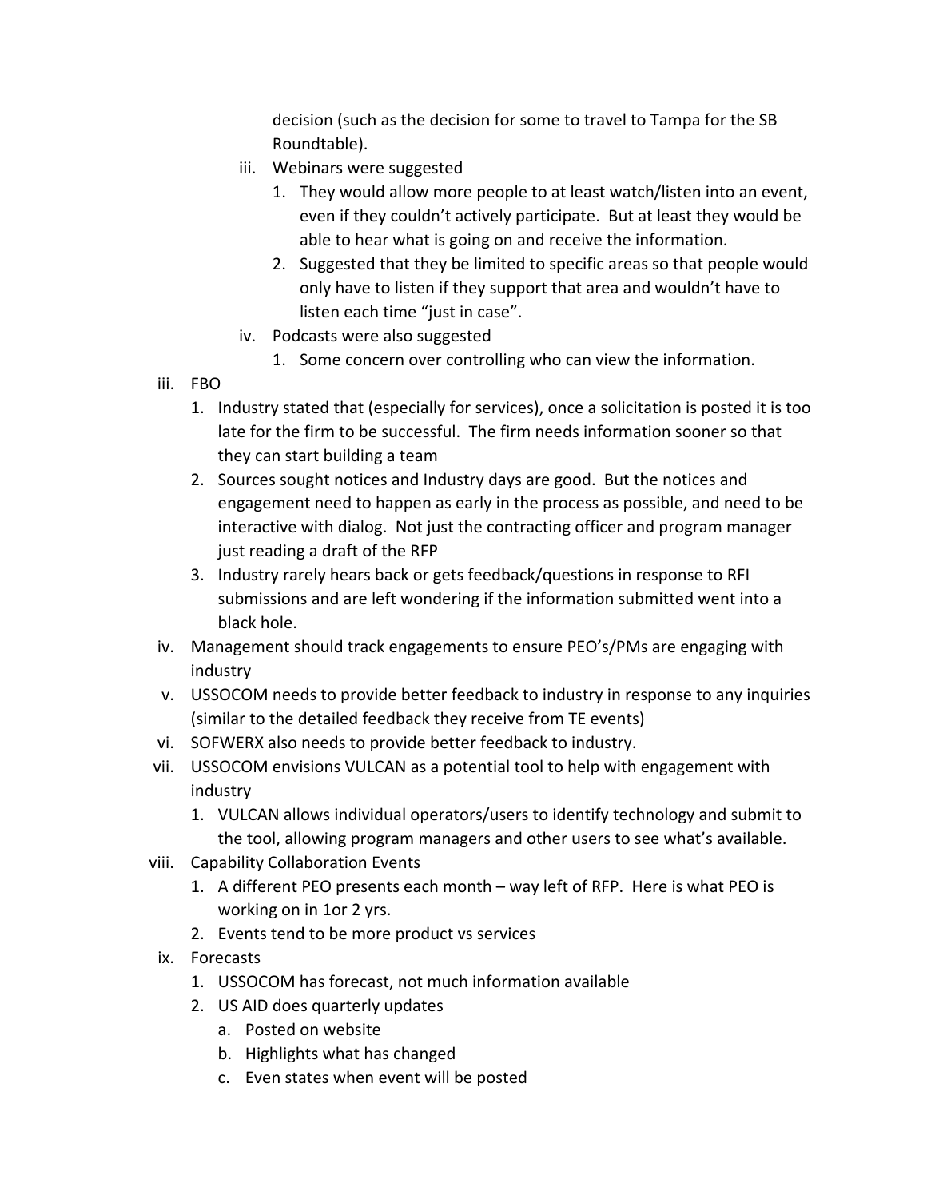decision (such as the decision for some to travel to Tampa for the SB Roundtable).

   iii. Webinars were suggested
      1. They would allow more people to at least watch/listen into an event, even if they couldn't actively participate. But at least they would be able to hear what is going on and receive the information.
      2. Suggested that they be limited to specific areas so that people would only have to listen if they support that area and wouldn't have to listen each time "just in case".
   iv. Podcasts were also suggested
      1. Some concern over controlling who can view the information.

iii. FBO
   1. Industry stated that (especially for services), once a solicitation is posted it is too late for the firm to be successful. The firm needs information sooner so that they can start building a team
   2. Sources sought notices and Industry days are good. But the notices and engagement need to happen as early in the process as possible, and need to be interactive with dialog. Not just the contracting officer and program manager just reading a draft of the RFP
   3. Industry rarely hears back or gets feedback/questions in response to RFI submissions and are left wondering if the information submitted went into a black hole.

iv. Management should track engagements to ensure PEO's/PMs are engaging with industry

v. USSOCOM needs to provide better feedback to industry in response to any inquiries (similar to the detailed feedback they receive from TE events)

vi. SOFWERX also needs to provide better feedback to industry.

vii. USSOCOM envisions VULCAN as a potential tool to help with engagement with industry
   1. VULCAN allows individual operators/users to identify technology and submit to the tool, allowing program managers and other users to see what's available.

viii. Capability Collaboration Events
   1. A different PEO presents each month – way left of RFP. Here is what PEO is working on in 1or 2 yrs.
   2. Events tend to be more product vs services

ix. Forecasts
   1. USSOCOM has forecast, not much information available
   2. US AID does quarterly updates
      a. Posted on website
      b. Highlights what has changed
      c. Even states when event will be posted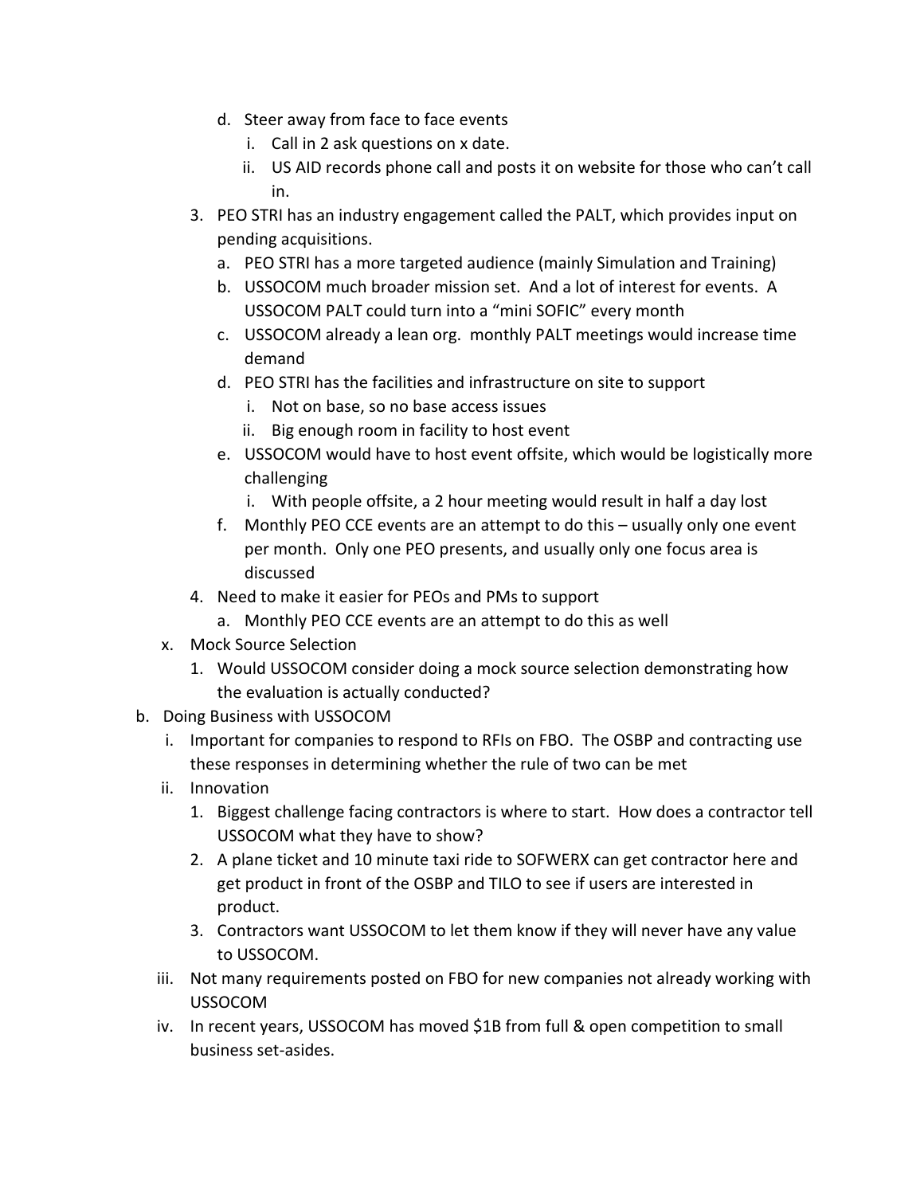- d. Steer away from face to face events
  - i. Call in 2 ask questions on x date.
  - ii. US AID records phone call and posts it on website for those who can't call in.

3. PEO STRI has an industry engagement called the PALT, which provides input on pending acquisitions.
   - a. PEO STRI has a more targeted audience (mainly Simulation and Training)
   - b. USSOCOM much broader mission set. And a lot of interest for events. A USSOCOM PALT could turn into a "mini SOFIC" every month
   - c. USSOCOM already a lean org. monthly PALT meetings would increase time demand
   - d. PEO STRI has the facilities and infrastructure on site to support
     - i. Not on base, so no base access issues
     - ii. Big enough room in facility to host event
   - e. USSOCOM would have to host event offsite, which would be logistically more challenging
     - i. With people offsite, a 2 hour meeting would result in half a day lost
   - f. Monthly PEO CCE events are an attempt to do this – usually only one event per month. Only one PEO presents, and usually only one focus area is discussed
4. Need to make it easier for PEOs and PMs to support
   - a. Monthly PEO CCE events are an attempt to do this as well

- x. Mock Source Selection
  1. Would USSOCOM consider doing a mock source selection demonstrating how the evaluation is actually conducted?

- b. Doing Business with USSOCOM
  - i. Important for companies to respond to RFIs on FBO. The OSBP and contracting use these responses in determining whether the rule of two can be met
  - ii. Innovation
    1. Biggest challenge facing contractors is where to start. How does a contractor tell USSOCOM what they have to show?
    2. A plane ticket and 10 minute taxi ride to SOFWERX can get contractor here and get product in front of the OSBP and TILO to see if users are interested in product.
    3. Contractors want USSOCOM to let them know if they will never have any value to USSOCOM.
  - iii. Not many requirements posted on FBO for new companies not already working with USSOCOM
  - iv. In recent years, USSOCOM has moved $1B from full & open competition to small business set-asides.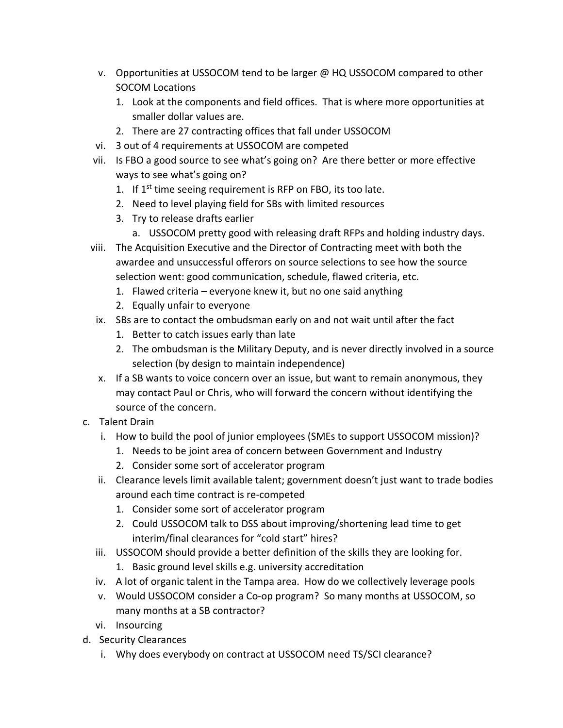- v. Opportunities at USSOCOM tend to be larger @ HQ USSOCOM compared to other SOCOM Locations
    1. Look at the components and field offices. That is where more opportunities at smaller dollar values are.
    2. There are 27 contracting offices that fall under USSOCOM
- vi. 3 out of 4 requirements at USSOCOM are competed
- vii. Is FBO a good source to see what's going on? Are there better or more effective ways to see what's going on?
    1. If 1st time seeing requirement is RFP on FBO, its too late.
    2. Need to level playing field for SBs with limited resources
    3. Try to release drafts earlier
        a. USSOCOM pretty good with releasing draft RFPs and holding industry days.
- viii. The Acquisition Executive and the Director of Contracting meet with both the awardee and unsuccessful offerors on source selections to see how the source selection went: good communication, schedule, flawed criteria, etc.
    1. Flawed criteria – everyone knew it, but no one said anything
    2. Equally unfair to everyone
- ix. SBs are to contact the ombudsman early on and not wait until after the fact
    1. Better to catch issues early than late
    2. The ombudsman is the Military Deputy, and is never directly involved in a source selection (by design to maintain independence)
- x. If a SB wants to voice concern over an issue, but want to remain anonymous, they may contact Paul or Chris, who will forward the concern without identifying the source of the concern.

c. Talent Drain

- i. How to build the pool of junior employees (SMEs to support USSOCOM mission)?
    1. Needs to be joint area of concern between Government and Industry
    2. Consider some sort of accelerator program
- ii. Clearance levels limit available talent; government doesn't just want to trade bodies around each time contract is re-competed
    1. Consider some sort of accelerator program
    2. Could USSOCOM talk to DSS about improving/shortening lead time to get interim/final clearances for "cold start" hires?
- iii. USSOCOM should provide a better definition of the skills they are looking for.
    1. Basic ground level skills e.g. university accreditation
- iv. A lot of organic talent in the Tampa area. How do we collectively leverage pools
- v. Would USSOCOM consider a Co-op program? So many months at USSOCOM, so many months at a SB contractor?
- vi. Insourcing

d. Security Clearances

- i. Why does everybody on contract at USSOCOM need TS/SCI clearance?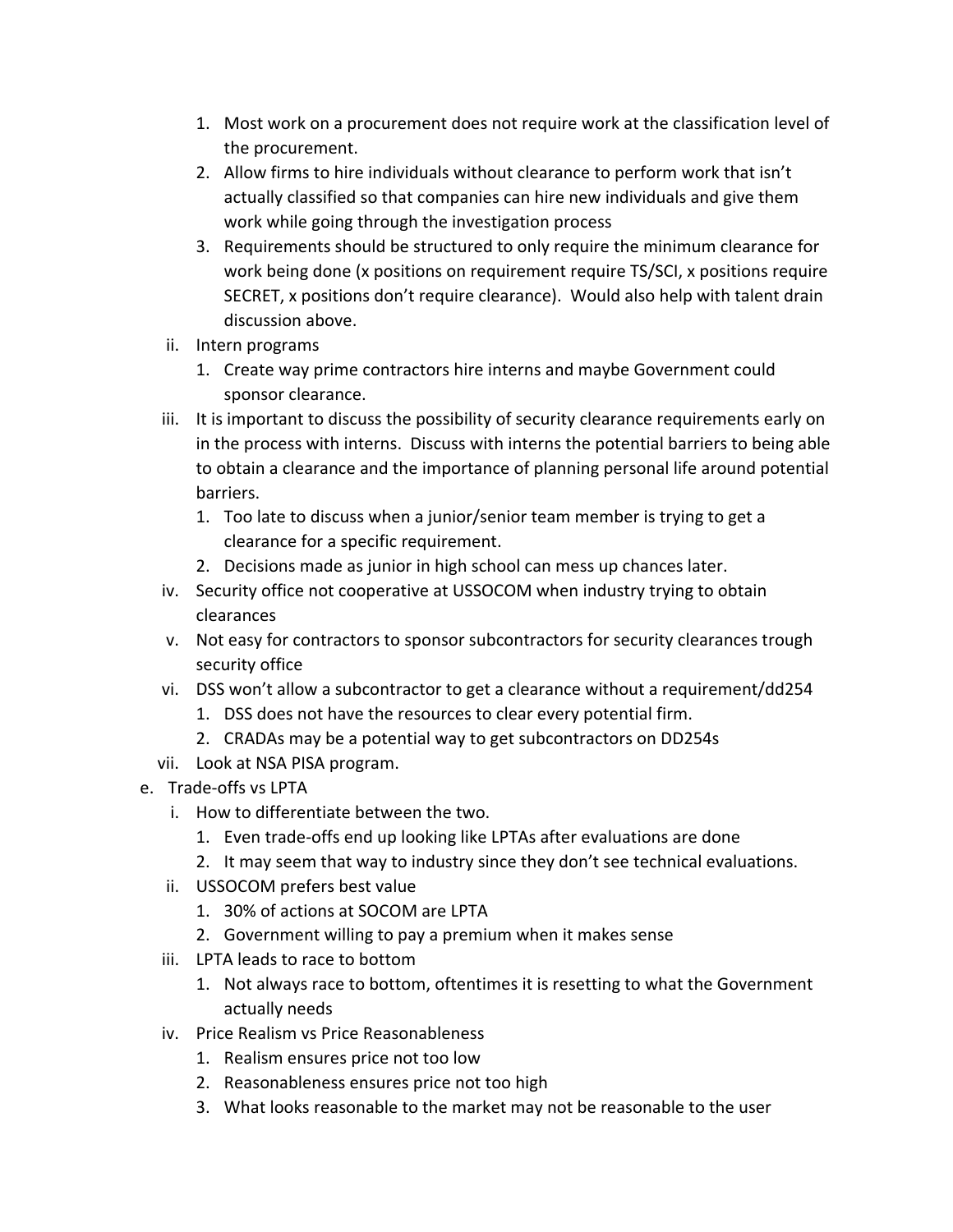1. Most work on a procurement does not require work at the classification level of the procurement.
2. Allow firms to hire individuals without clearance to perform work that isn't actually classified so that companies can hire new individuals and give them work while going through the investigation process
3. Requirements should be structured to only require the minimum clearance for work being done (x positions on requirement require TS/SCI, x positions require SECRET, x positions don't require clearance). Would also help with talent drain discussion above.

ii. Intern programs

1. Create way prime contractors hire interns and maybe Government could sponsor clearance.

iii. It is important to discuss the possibility of security clearance requirements early on in the process with interns. Discuss with interns the potential barriers to being able to obtain a clearance and the importance of planning personal life around potential barriers.

1. Too late to discuss when a junior/senior team member is trying to get a clearance for a specific requirement.
2. Decisions made as junior in high school can mess up chances later.

iv. Security office not cooperative at USSOCOM when industry trying to obtain clearances

v. Not easy for contractors to sponsor subcontractors for security clearances trough security office

vi. DSS won't allow a subcontractor to get a clearance without a requirement/dd254

1. DSS does not have the resources to clear every potential firm.
2. CRADAs may be a potential way to get subcontractors on DD254s

vii. Look at NSA PISA program.

e. Trade-offs vs LPTA

i. How to differentiate between the two.

1. Even trade-offs end up looking like LPTAs after evaluations are done
2. It may seem that way to industry since they don't see technical evaluations.

ii. USSOCOM prefers best value

1. 30% of actions at SOCOM are LPTA
2. Government willing to pay a premium when it makes sense

iii. LPTA leads to race to bottom

1. Not always race to bottom, oftentimes it is resetting to what the Government actually needs

iv. Price Realism vs Price Reasonableness

1. Realism ensures price not too low
2. Reasonableness ensures price not too high
3. What looks reasonable to the market may not be reasonable to the user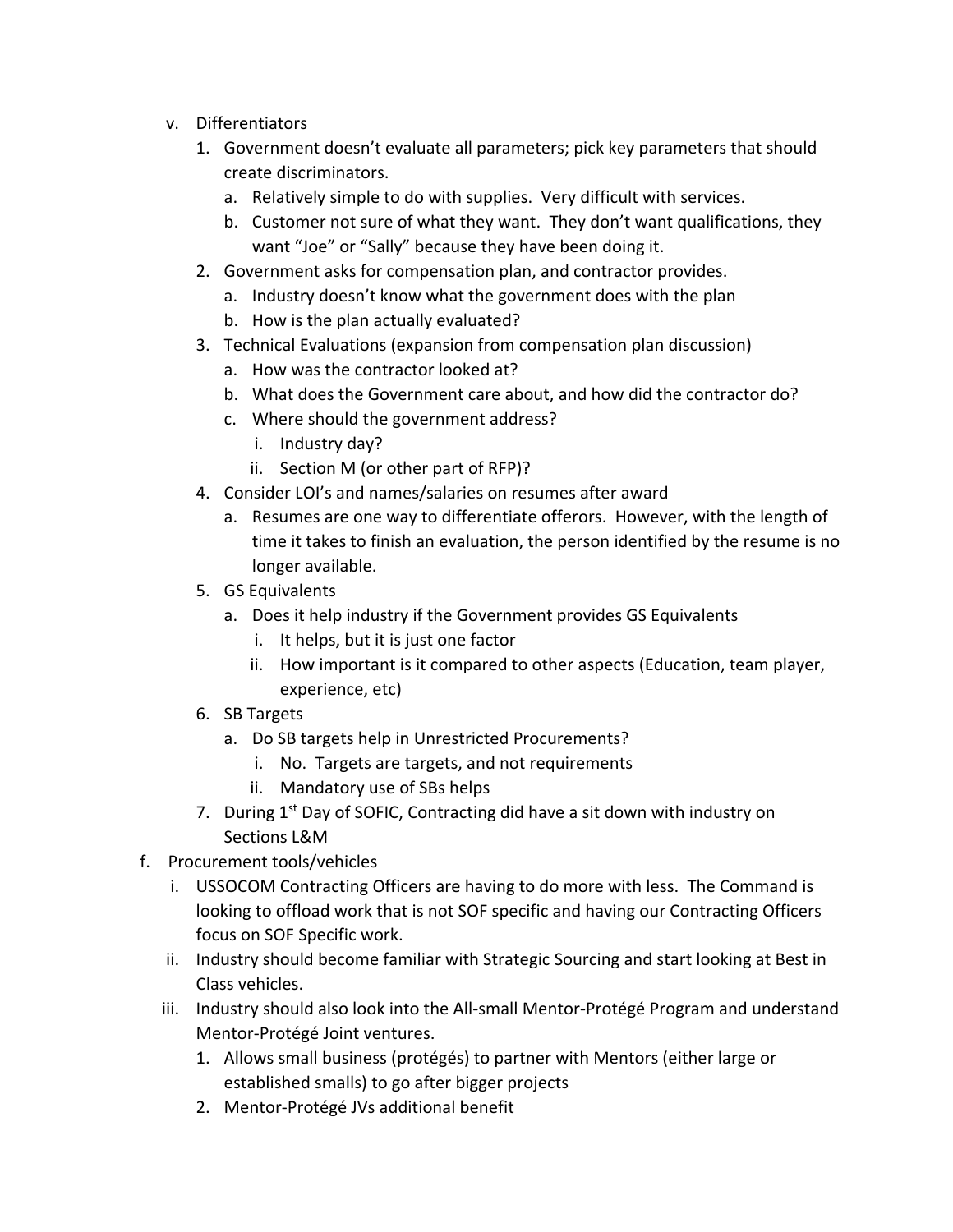v. Differentiators
   1. Government doesn't evaluate all parameters; pick key parameters that should create discriminators.
      a. Relatively simple to do with supplies. Very difficult with services.
      b. Customer not sure of what they want. They don't want qualifications, they want "Joe" or "Sally" because they have been doing it.
   2. Government asks for compensation plan, and contractor provides.
      a. Industry doesn't know what the government does with the plan
      b. How is the plan actually evaluated?
   3. Technical Evaluations (expansion from compensation plan discussion)
      a. How was the contractor looked at?
      b. What does the Government care about, and how did the contractor do?
      c. Where should the government address?
         i. Industry day?
         ii. Section M (or other part of RFP)?
   4. Consider LOI's and names/salaries on resumes after award
      a. Resumes are one way to differentiate offerors. However, with the length of time it takes to finish an evaluation, the person identified by the resume is no longer available.
   5. GS Equivalents
      a. Does it help industry if the Government provides GS Equivalents
         i. It helps, but it is just one factor
         ii. How important is it compared to other aspects (Education, team player, experience, etc)
   6. SB Targets
      a. Do SB targets help in Unrestricted Procurements?
         i. No. Targets are targets, and not requirements
         ii. Mandatory use of SBs helps
   7. During 1st Day of SOFIC, Contracting did have a sit down with industry on Sections L&M

f. Procurement tools/vehicles
   i. USSOCOM Contracting Officers are having to do more with less. The Command is looking to offload work that is not SOF specific and having our Contracting Officers focus on SOF Specific work.
   ii. Industry should become familiar with Strategic Sourcing and start looking at Best in Class vehicles.
   iii. Industry should also look into the All-small Mentor-Protégé Program and understand Mentor-Protégé Joint ventures.
      1. Allows small business (protégés) to partner with Mentors (either large or established smalls) to go after bigger projects
      2. Mentor-Protégé JVs additional benefit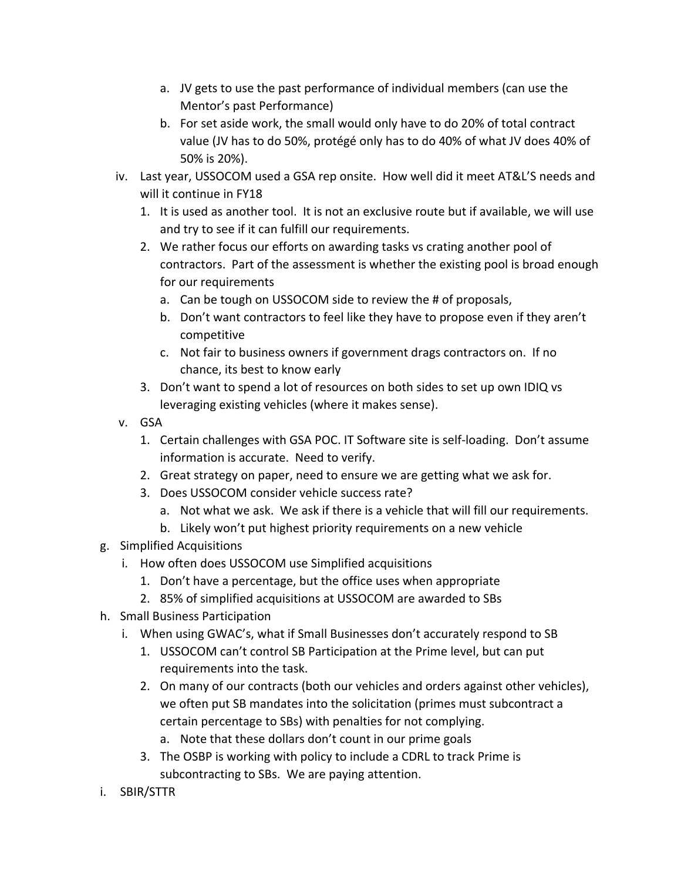- a. JV gets to use the past performance of individual members (can use the Mentor's past Performance)
- b. For set aside work, the small would only have to do 20% of total contract value (JV has to do 50%, protégé only has to do 40% of what JV does 40% of 50% is 20%).

iv. Last year, USSOCOM used a GSA rep onsite. How well did it meet AT&L'S needs and will it continue in FY18

1. It is used as another tool. It is not an exclusive route but if available, we will use and try to see if it can fulfill our requirements.
2. We rather focus our efforts on awarding tasks vs crating another pool of contractors. Part of the assessment is whether the existing pool is broad enough for our requirements
   - a. Can be tough on USSOCOM side to review the # of proposals,
   - b. Don't want contractors to feel like they have to propose even if they aren't competitive
   - c. Not fair to business owners if government drags contractors on. If no chance, its best to know early
3. Don't want to spend a lot of resources on both sides to set up own IDIQ vs leveraging existing vehicles (where it makes sense).

v. GSA

1. Certain challenges with GSA POC. IT Software site is self-loading. Don't assume information is accurate. Need to verify.
2. Great strategy on paper, need to ensure we are getting what we ask for.
3. Does USSOCOM consider vehicle success rate?
   - a. Not what we ask. We ask if there is a vehicle that will fill our requirements.
   - b. Likely won't put highest priority requirements on a new vehicle

g. Simplified Acquisitions

i. How often does USSOCOM use Simplified acquisitions

1. Don't have a percentage, but the office uses when appropriate
2. 85% of simplified acquisitions at USSOCOM are awarded to SBs

h. Small Business Participation

i. When using GWAC's, what if Small Businesses don't accurately respond to SB

1. USSOCOM can't control SB Participation at the Prime level, but can put requirements into the task.
2. On many of our contracts (both our vehicles and orders against other vehicles), we often put SB mandates into the solicitation (primes must subcontract a certain percentage to SBs) with penalties for not complying.
   - a. Note that these dollars don't count in our prime goals
3. The OSBP is working with policy to include a CDRL to track Prime is subcontracting to SBs. We are paying attention.

i. SBIR/STTR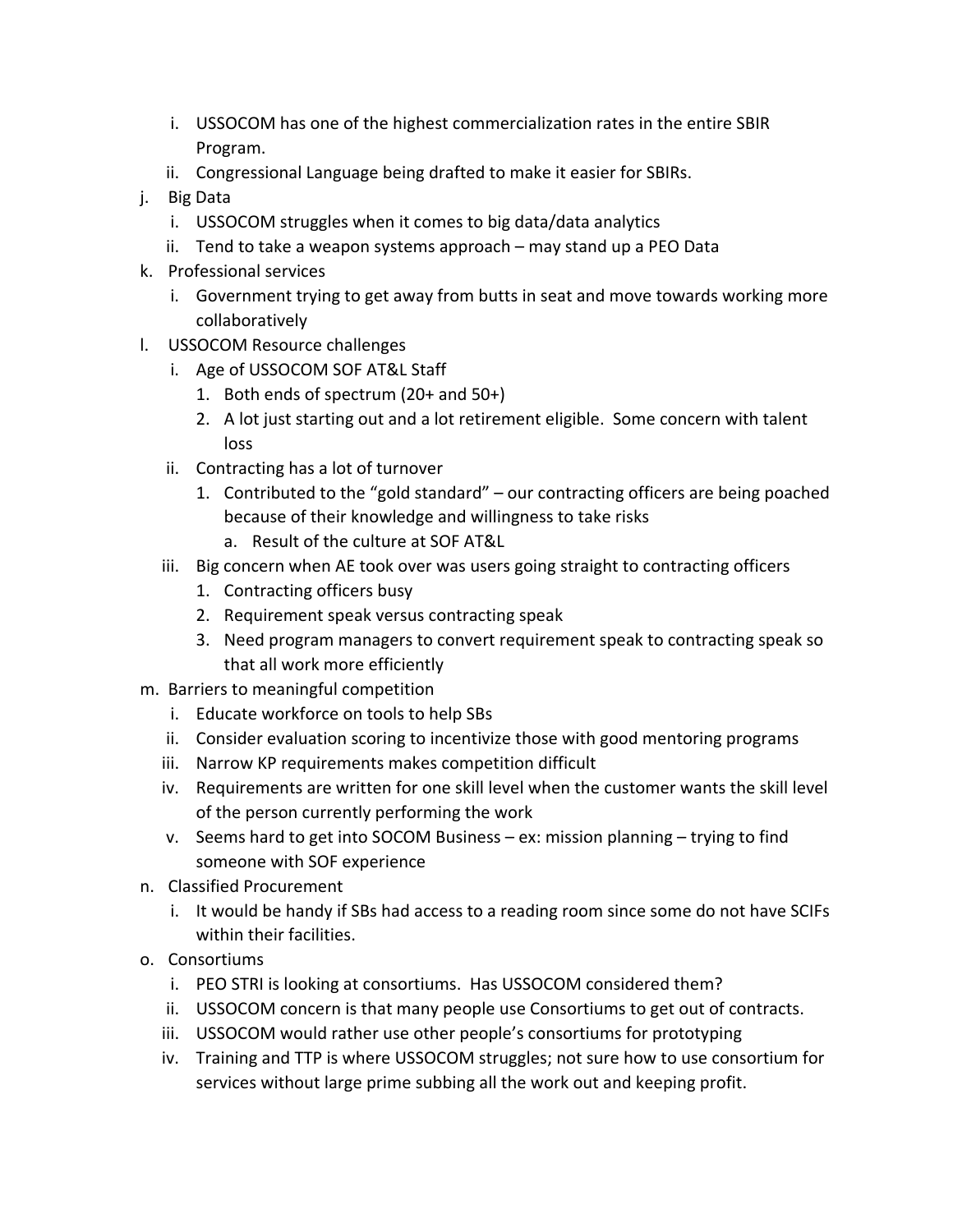i. USSOCOM has one of the highest commercialization rates in the entire SBIR Program.
   ii. Congressional Language being drafted to make it easier for SBIRs.

j. Big Data
   i. USSOCOM struggles when it comes to big data/data analytics
   ii. Tend to take a weapon systems approach – may stand up a PEO Data

k. Professional services
   i. Government trying to get away from butts in seat and move towards working more collaboratively

l. USSOCOM Resource challenges
   i. Age of USSOCOM SOF AT&L Staff
      1. Both ends of spectrum (20+ and 50+)
      2. A lot just starting out and a lot retirement eligible. Some concern with talent loss
   ii. Contracting has a lot of turnover
      1. Contributed to the "gold standard" – our contracting officers are being poached because of their knowledge and willingness to take risks
         a. Result of the culture at SOF AT&L
   iii. Big concern when AE took over was users going straight to contracting officers
      1. Contracting officers busy
      2. Requirement speak versus contracting speak
      3. Need program managers to convert requirement speak to contracting speak so that all work more efficiently

m. Barriers to meaningful competition
   i. Educate workforce on tools to help SBs
   ii. Consider evaluation scoring to incentivize those with good mentoring programs
   iii. Narrow KP requirements makes competition difficult
   iv. Requirements are written for one skill level when the customer wants the skill level of the person currently performing the work
   v. Seems hard to get into SOCOM Business – ex: mission planning – trying to find someone with SOF experience

n. Classified Procurement
   i. It would be handy if SBs had access to a reading room since some do not have SCIFs within their facilities.

o. Consortiums
   i. PEO STRI is looking at consortiums. Has USSOCOM considered them?
   ii. USSOCOM concern is that many people use Consortiums to get out of contracts.
   iii. USSOCOM would rather use other people's consortiums for prototyping
   iv. Training and TTP is where USSOCOM struggles; not sure how to use consortium for services without large prime subbing all the work out and keeping profit.